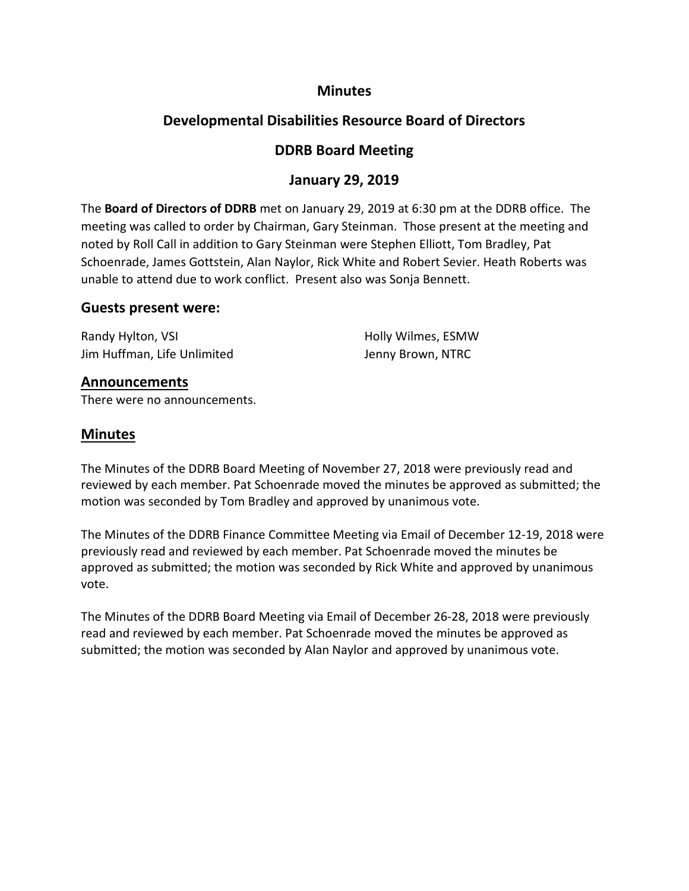# Minutes

## Developmental Disabilities Resource Board of Directors

## DDRB Board Meeting

## January 29, 2019

The **Board of Directors of DDRB** met on January 29, 2019 at 6:30 pm at the DDRB office. The meeting was called to order by Chairman, Gary Steinman. Those present at the meeting and noted by Roll Call in addition to Gary Steinman were Stephen Elliott, Tom Bradley, Pat Schoenrade, James Gottstein, Alan Naylor, Rick White and Robert Sevier. Heath Roberts was unable to attend due to work conflict. Present also was Sonja Bennett.

### Guests present were:

Randy Hylton, VSI
Jim Huffman, Life Unlimited
Holly Wilmes, ESMW
Jenny Brown, NTRC

### Announcements

There were no announcements.

### Minutes

The Minutes of the DDRB Board Meeting of November 27, 2018 were previously read and reviewed by each member. Pat Schoenrade moved the minutes be approved as submitted; the motion was seconded by Tom Bradley and approved by unanimous vote.

The Minutes of the DDRB Finance Committee Meeting via Email of December 12-19, 2018 were previously read and reviewed by each member. Pat Schoenrade moved the minutes be approved as submitted; the motion was seconded by Rick White and approved by unanimous vote.

The Minutes of the DDRB Board Meeting via Email of December 26-28, 2018 were previously read and reviewed by each member. Pat Schoenrade moved the minutes be approved as submitted; the motion was seconded by Alan Naylor and approved by unanimous vote.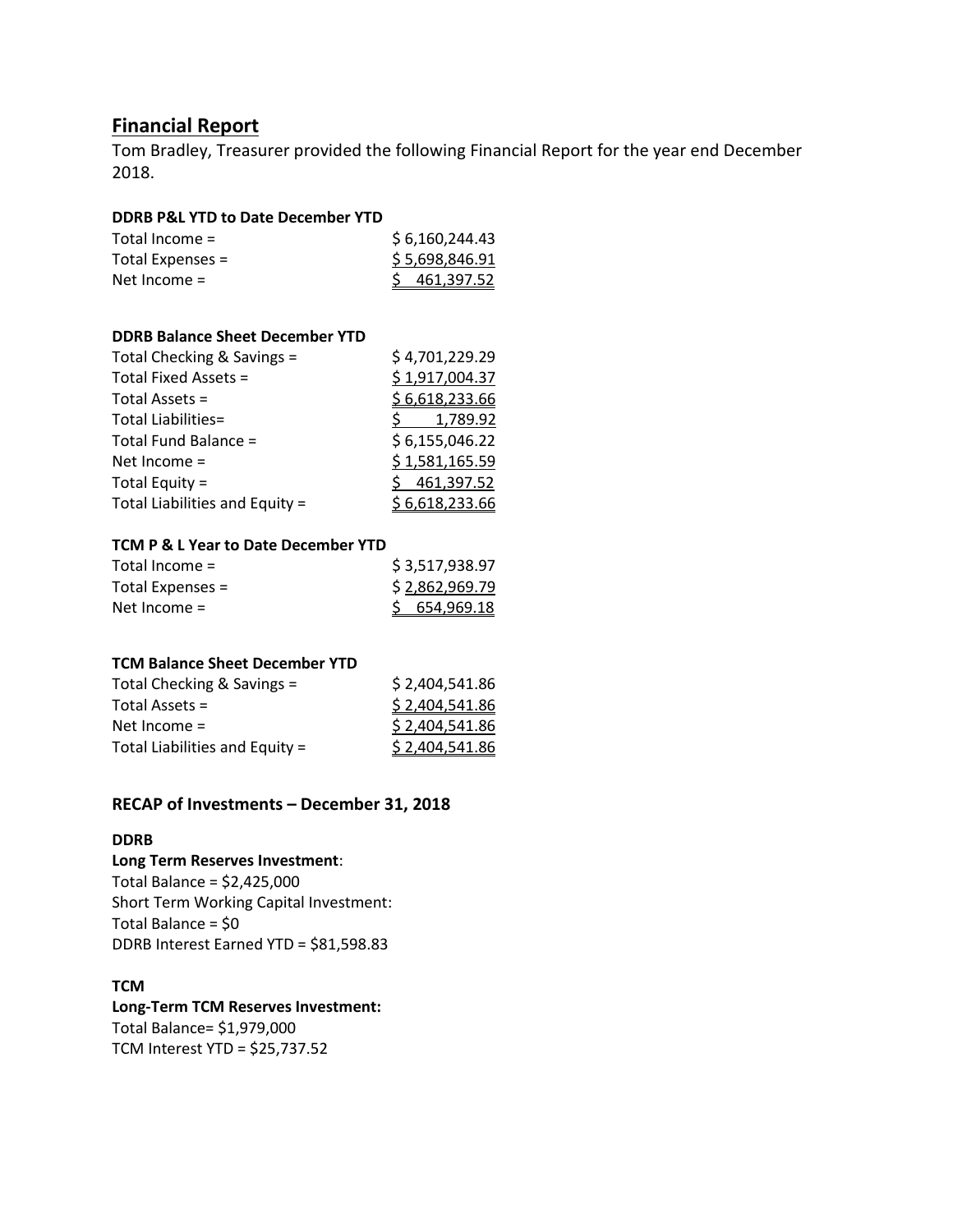## Financial Report

Tom Bradley, Treasurer provided the following Financial Report for the year end December 2018.

**DDRB P&L YTD to Date December YTD**

| | |
|---|---|
| Total Income = | $ 6,160,244.43 |
| Total Expenses = | $ 5,698,846.91 |
| Net Income = | $ 461,397.52 |

**DDRB Balance Sheet December YTD**

| | |
|---|---|
| Total Checking & Savings = | $ 4,701,229.29 |
| Total Fixed Assets = | $ 1,917,004.37 |
| Total Assets = | $ 6,618,233.66 |
| Total Liabilities= | $ 1,789.92 |
| Total Fund Balance = | $ 6,155,046.22 |
| Net Income = | $ 1,581,165.59 |
| Total Equity = | $ 461,397.52 |
| Total Liabilities and Equity = | $ 6,618,233.66 |

**TCM P & L Year to Date December YTD**

| | |
|---|---|
| Total Income = | $ 3,517,938.97 |
| Total Expenses = | $ 2,862,969.79 |
| Net Income = | $ 654,969.18 |

**TCM Balance Sheet December YTD**

| | |
|---|---|
| Total Checking & Savings = | $ 2,404,541.86 |
| Total Assets = | $ 2,404,541.86 |
| Net Income = | $ 2,404,541.86 |
| Total Liabilities and Equity = | $ 2,404,541.86 |

### RECAP of Investments – December 31, 2018

**DDRB**

**Long Term Reserves Investment**:
Total Balance = $2,425,000
Short Term Working Capital Investment:
Total Balance = $0
DDRB Interest Earned YTD = $81,598.83

**TCM**

**Long-Term TCM Reserves Investment:**
Total Balance= $1,979,000
TCM Interest YTD = $25,737.52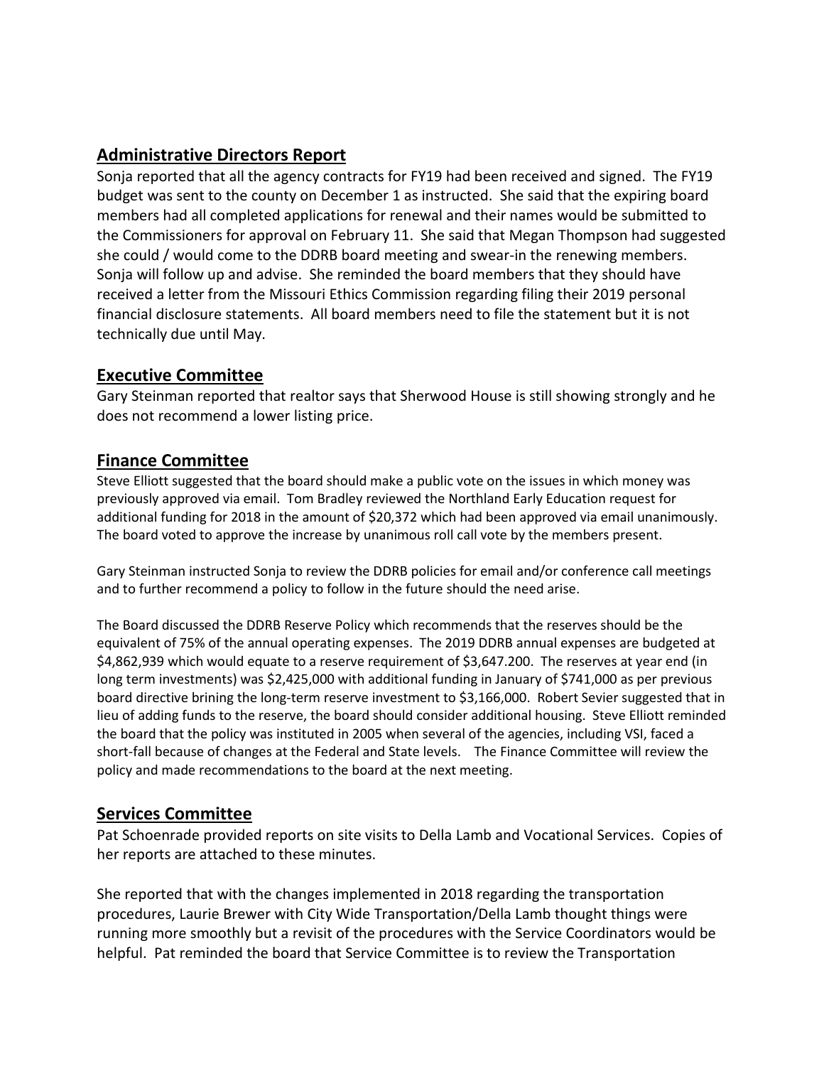## Administrative Directors Report

Sonja reported that all the agency contracts for FY19 had been received and signed. The FY19 budget was sent to the county on December 1 as instructed. She said that the expiring board members had all completed applications for renewal and their names would be submitted to the Commissioners for approval on February 11. She said that Megan Thompson had suggested she could / would come to the DDRB board meeting and swear-in the renewing members. Sonja will follow up and advise. She reminded the board members that they should have received a letter from the Missouri Ethics Commission regarding filing their 2019 personal financial disclosure statements. All board members need to file the statement but it is not technically due until May.

## Executive Committee

Gary Steinman reported that realtor says that Sherwood House is still showing strongly and he does not recommend a lower listing price.

## Finance Committee

Steve Elliott suggested that the board should make a public vote on the issues in which money was previously approved via email. Tom Bradley reviewed the Northland Early Education request for additional funding for 2018 in the amount of $20,372 which had been approved via email unanimously. The board voted to approve the increase by unanimous roll call vote by the members present.

Gary Steinman instructed Sonja to review the DDRB policies for email and/or conference call meetings and to further recommend a policy to follow in the future should the need arise.

The Board discussed the DDRB Reserve Policy which recommends that the reserves should be the equivalent of 75% of the annual operating expenses. The 2019 DDRB annual expenses are budgeted at $4,862,939 which would equate to a reserve requirement of $3,647.200. The reserves at year end (in long term investments) was $2,425,000 with additional funding in January of $741,000 as per previous board directive brining the long-term reserve investment to $3,166,000. Robert Sevier suggested that in lieu of adding funds to the reserve, the board should consider additional housing. Steve Elliott reminded the board that the policy was instituted in 2005 when several of the agencies, including VSI, faced a short-fall because of changes at the Federal and State levels. The Finance Committee will review the policy and made recommendations to the board at the next meeting.

## Services Committee

Pat Schoenrade provided reports on site visits to Della Lamb and Vocational Services. Copies of her reports are attached to these minutes.

She reported that with the changes implemented in 2018 regarding the transportation procedures, Laurie Brewer with City Wide Transportation/Della Lamb thought things were running more smoothly but a revisit of the procedures with the Service Coordinators would be helpful. Pat reminded the board that Service Committee is to review the Transportation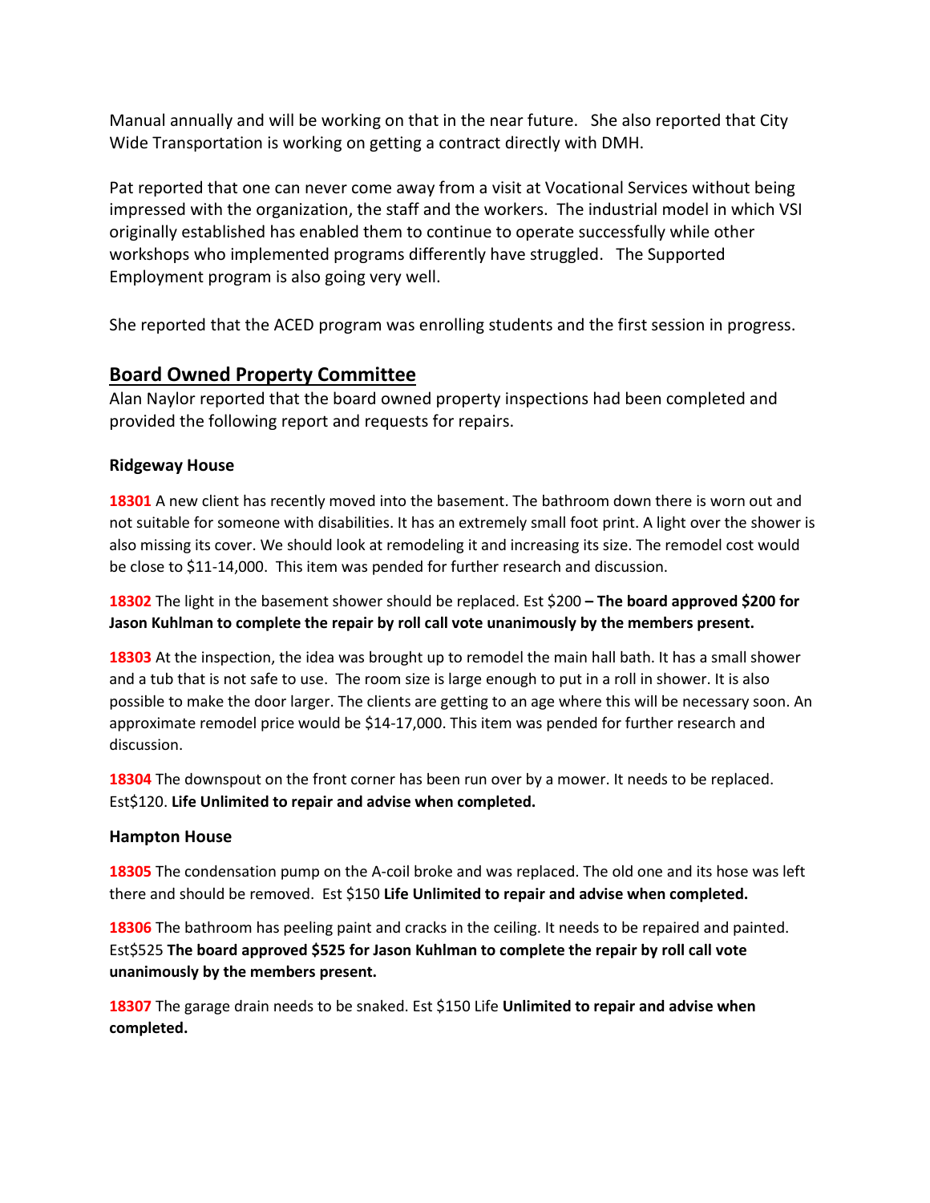Manual annually and will be working on that in the near future.   She also reported that City Wide Transportation is working on getting a contract directly with DMH.

Pat reported that one can never come away from a visit at Vocational Services without being impressed with the organization, the staff and the workers.  The industrial model in which VSI originally established has enabled them to continue to operate successfully while other workshops who implemented programs differently have struggled.   The Supported Employment program is also going very well.

She reported that the ACED program was enrolling students and the first session in progress.

## Board Owned Property Committee

Alan Naylor reported that the board owned property inspections had been completed and provided the following report and requests for repairs.

### Ridgeway House

**18301** A new client has recently moved into the basement. The bathroom down there is worn out and not suitable for someone with disabilities. It has an extremely small foot print. A light over the shower is also missing its cover. We should look at remodeling it and increasing its size. The remodel cost would be close to $11-14,000.  This item was pended for further research and discussion.

**18302** The light in the basement shower should be replaced. Est $200 **– The board approved $200 for Jason Kuhlman to complete the repair by roll call vote unanimously by the members present.**

**18303** At the inspection, the idea was brought up to remodel the main hall bath. It has a small shower and a tub that is not safe to use.  The room size is large enough to put in a roll in shower. It is also possible to make the door larger. The clients are getting to an age where this will be necessary soon. An approximate remodel price would be $14-17,000. This item was pended for further research and discussion.

**18304** The downspout on the front corner has been run over by a mower. It needs to be replaced. Est$120. **Life Unlimited to repair and advise when completed.**

### Hampton House

**18305** The condensation pump on the A-coil broke and was replaced. The old one and its hose was left there and should be removed.  Est $150 **Life Unlimited to repair and advise when completed.**

**18306** The bathroom has peeling paint and cracks in the ceiling. It needs to be repaired and painted. Est$525 **The board approved $525 for Jason Kuhlman to complete the repair by roll call vote unanimously by the members present.**

**18307** The garage drain needs to be snaked. Est $150 Life **Unlimited to repair and advise when completed.**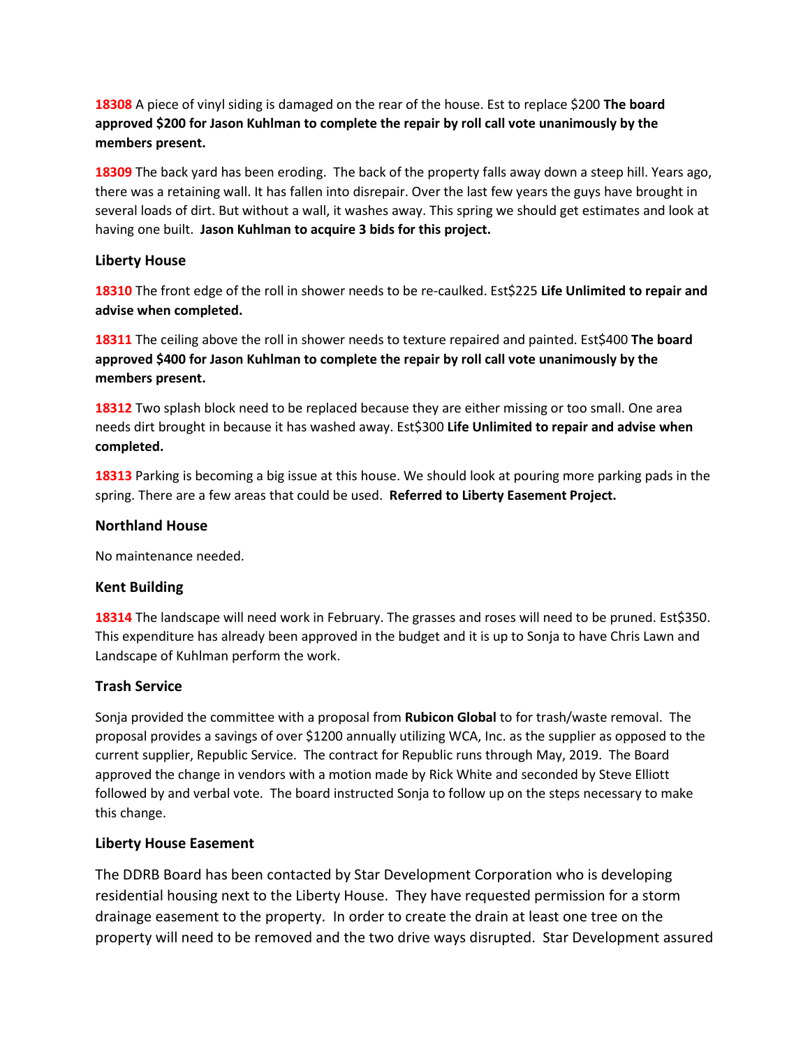**18308** A piece of vinyl siding is damaged on the rear of the house. Est to replace $200 **The board approved $200 for Jason Kuhlman to complete the repair by roll call vote unanimously by the members present.**

**18309** The back yard has been eroding. The back of the property falls away down a steep hill. Years ago, there was a retaining wall. It has fallen into disrepair. Over the last few years the guys have brought in several loads of dirt. But without a wall, it washes away. This spring we should get estimates and look at having one built. **Jason Kuhlman to acquire 3 bids for this project.**

### Liberty House

**18310** The front edge of the roll in shower needs to be re-caulked. Est$225 **Life Unlimited to repair and advise when completed.**

**18311** The ceiling above the roll in shower needs to texture repaired and painted. Est$400 **The board approved $400 for Jason Kuhlman to complete the repair by roll call vote unanimously by the members present.**

**18312** Two splash block need to be replaced because they are either missing or too small. One area needs dirt brought in because it has washed away. Est$300 **Life Unlimited to repair and advise when completed.**

**18313** Parking is becoming a big issue at this house. We should look at pouring more parking pads in the spring. There are a few areas that could be used. **Referred to Liberty Easement Project.**

### Northland House

No maintenance needed.

### Kent Building

**18314** The landscape will need work in February. The grasses and roses will need to be pruned. Est$350. This expenditure has already been approved in the budget and it is up to Sonja to have Chris Lawn and Landscape of Kuhlman perform the work.

### Trash Service

Sonja provided the committee with a proposal from **Rubicon Global** to for trash/waste removal. The proposal provides a savings of over $1200 annually utilizing WCA, Inc. as the supplier as opposed to the current supplier, Republic Service. The contract for Republic runs through May, 2019. The Board approved the change in vendors with a motion made by Rick White and seconded by Steve Elliott followed by and verbal vote. The board instructed Sonja to follow up on the steps necessary to make this change.

### Liberty House Easement

The DDRB Board has been contacted by Star Development Corporation who is developing residential housing next to the Liberty House. They have requested permission for a storm drainage easement to the property. In order to create the drain at least one tree on the property will need to be removed and the two drive ways disrupted. Star Development assured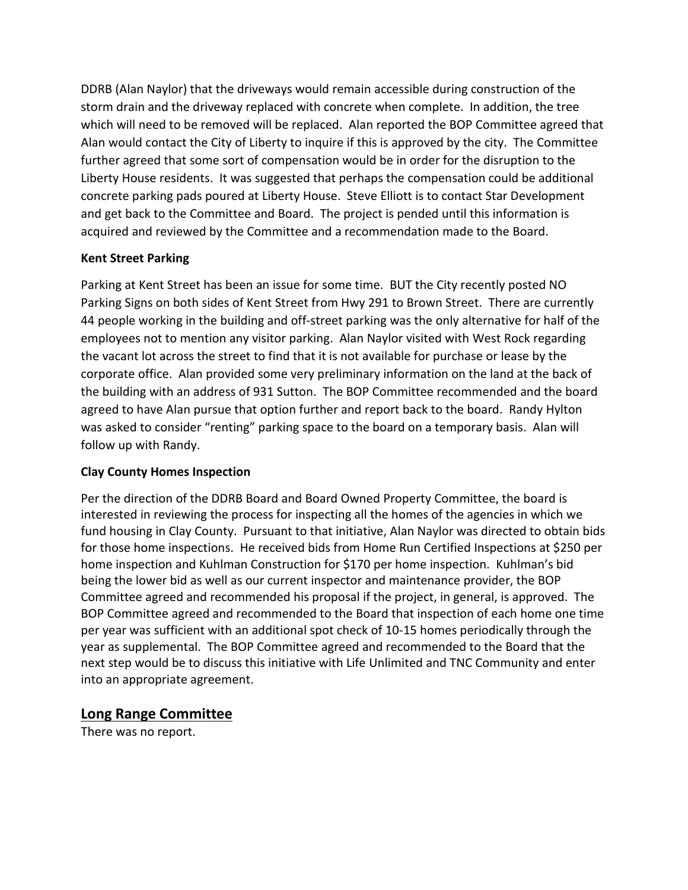DDRB (Alan Naylor) that the driveways would remain accessible during construction of the storm drain and the driveway replaced with concrete when complete. In addition, the tree which will need to be removed will be replaced. Alan reported the BOP Committee agreed that Alan would contact the City of Liberty to inquire if this is approved by the city. The Committee further agreed that some sort of compensation would be in order for the disruption to the Liberty House residents. It was suggested that perhaps the compensation could be additional concrete parking pads poured at Liberty House. Steve Elliott is to contact Star Development and get back to the Committee and Board. The project is pended until this information is acquired and reviewed by the Committee and a recommendation made to the Board.

**Kent Street Parking**

Parking at Kent Street has been an issue for some time. BUT the City recently posted NO Parking Signs on both sides of Kent Street from Hwy 291 to Brown Street. There are currently 44 people working in the building and off-street parking was the only alternative for half of the employees not to mention any visitor parking. Alan Naylor visited with West Rock regarding the vacant lot across the street to find that it is not available for purchase or lease by the corporate office. Alan provided some very preliminary information on the land at the back of the building with an address of 931 Sutton. The BOP Committee recommended and the board agreed to have Alan pursue that option further and report back to the board. Randy Hylton was asked to consider "renting" parking space to the board on a temporary basis. Alan will follow up with Randy.

**Clay County Homes Inspection**

Per the direction of the DDRB Board and Board Owned Property Committee, the board is interested in reviewing the process for inspecting all the homes of the agencies in which we fund housing in Clay County. Pursuant to that initiative, Alan Naylor was directed to obtain bids for those home inspections. He received bids from Home Run Certified Inspections at $250 per home inspection and Kuhlman Construction for $170 per home inspection. Kuhlman's bid being the lower bid as well as our current inspector and maintenance provider, the BOP Committee agreed and recommended his proposal if the project, in general, is approved. The BOP Committee agreed and recommended to the Board that inspection of each home one time per year was sufficient with an additional spot check of 10-15 homes periodically through the year as supplemental. The BOP Committee agreed and recommended to the Board that the next step would be to discuss this initiative with Life Unlimited and TNC Community and enter into an appropriate agreement.

## Long Range Committee

There was no report.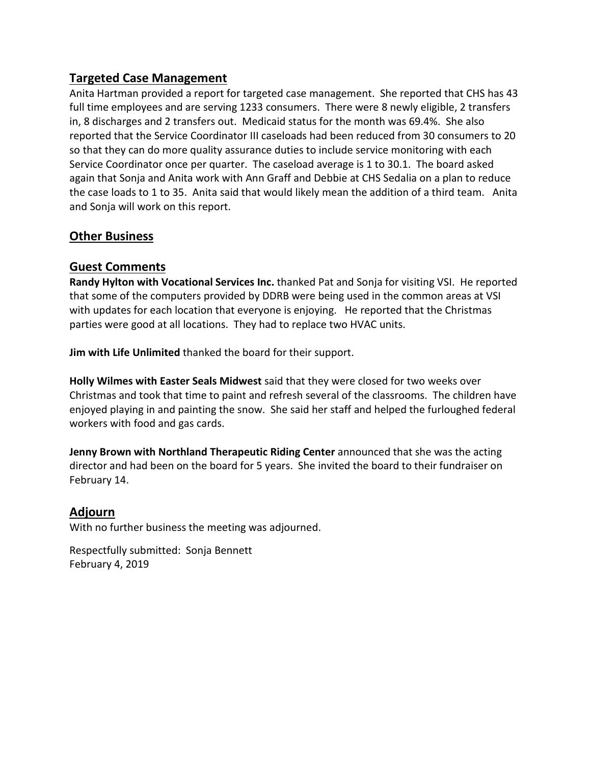## Targeted Case Management

Anita Hartman provided a report for targeted case management. She reported that CHS has 43 full time employees and are serving 1233 consumers. There were 8 newly eligible, 2 transfers in, 8 discharges and 2 transfers out. Medicaid status for the month was 69.4%. She also reported that the Service Coordinator III caseloads had been reduced from 30 consumers to 20 so that they can do more quality assurance duties to include service monitoring with each Service Coordinator once per quarter. The caseload average is 1 to 30.1. The board asked again that Sonja and Anita work with Ann Graff and Debbie at CHS Sedalia on a plan to reduce the case loads to 1 to 35. Anita said that would likely mean the addition of a third team. Anita and Sonja will work on this report.

## Other Business

## Guest Comments

**Randy Hylton with Vocational Services Inc.** thanked Pat and Sonja for visiting VSI. He reported that some of the computers provided by DDRB were being used in the common areas at VSI with updates for each location that everyone is enjoying. He reported that the Christmas parties were good at all locations. They had to replace two HVAC units.

**Jim with Life Unlimited** thanked the board for their support.

**Holly Wilmes with Easter Seals Midwest** said that they were closed for two weeks over Christmas and took that time to paint and refresh several of the classrooms. The children have enjoyed playing in and painting the snow. She said her staff and helped the furloughed federal workers with food and gas cards.

**Jenny Brown with Northland Therapeutic Riding Center** announced that she was the acting director and had been on the board for 5 years. She invited the board to their fundraiser on February 14.

## Adjourn

With no further business the meeting was adjourned.

Respectfully submitted: Sonja Bennett
February 4, 2019